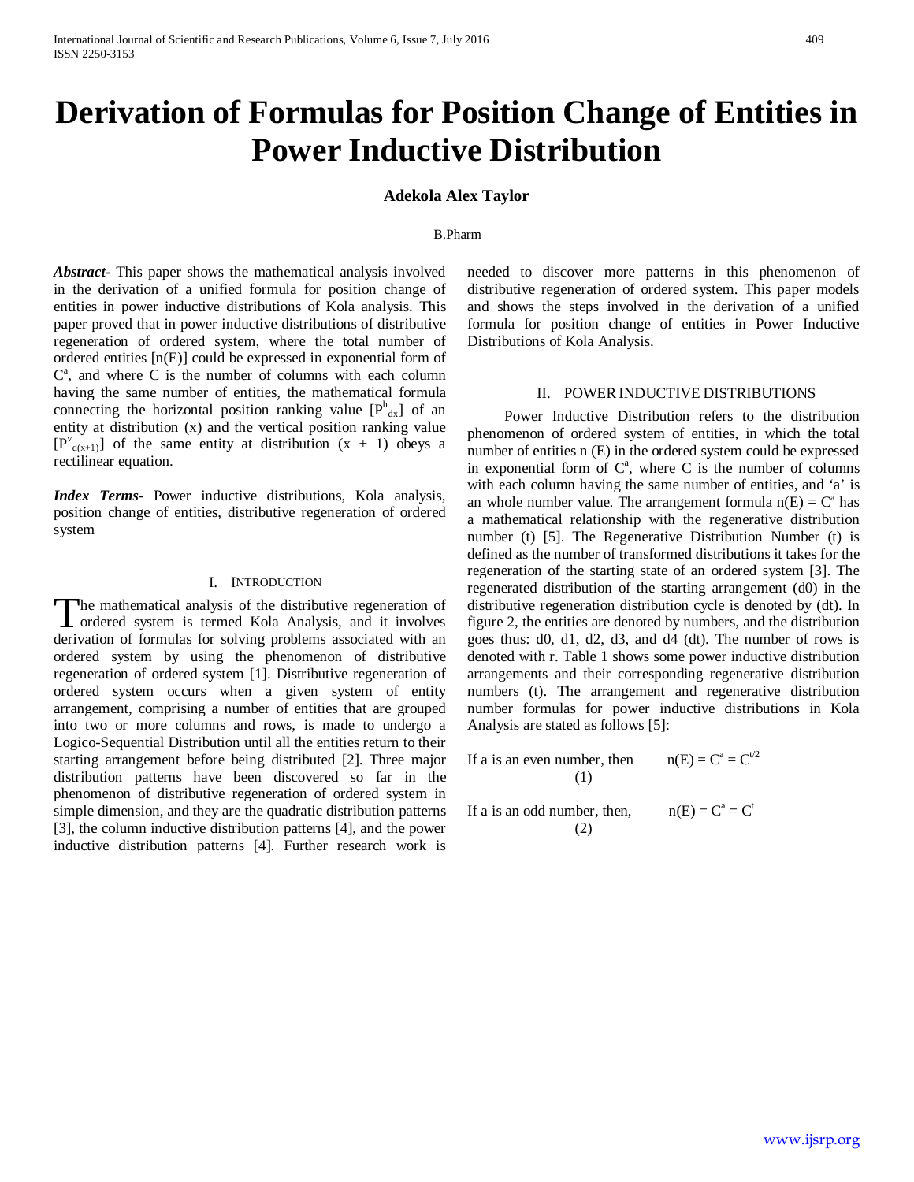# Derivation of Formulas for Position Change of Entities in Power Inductive Distribution

**Adekola Alex Taylor**

B.Pharm

***Abstract***- This paper shows the mathematical analysis involved in the derivation of a unified formula for position change of entities in power inductive distributions of Kola analysis. This paper proved that in power inductive distributions of distributive regeneration of ordered system, where the total number of ordered entities [n(E)] could be expressed in exponential form of $C^a$, and where C is the number of columns with each column having the same number of entities, the mathematical formula connecting the horizontal position ranking value $[P^h_{dx}]$ of an entity at distribution (x) and the vertical position ranking value $[P^v_{d(x+1)}]$ of the same entity at distribution (x + 1) obeys a rectilinear equation.

***Index Terms***- Power inductive distributions, Kola analysis, position change of entities, distributive regeneration of ordered system

## I. Introduction

The mathematical analysis of the distributive regeneration of ordered system is termed Kola Analysis, and it involves derivation of formulas for solving problems associated with an ordered system by using the phenomenon of distributive regeneration of ordered system [1]. Distributive regeneration of ordered system occurs when a given system of entity arrangement, comprising a number of entities that are grouped into two or more columns and rows, is made to undergo a Logico-Sequential Distribution until all the entities return to their starting arrangement before being distributed [2]. Three major distribution patterns have been discovered so far in the phenomenon of distributive regeneration of ordered system in simple dimension, and they are the quadratic distribution patterns [3], the column inductive distribution patterns [4], and the power inductive distribution patterns [4]. Further research work is needed to discover more patterns in this phenomenon of distributive regeneration of ordered system. This paper models and shows the steps involved in the derivation of a unified formula for position change of entities in Power Inductive Distributions of Kola Analysis.

## II. Power Inductive Distributions

Power Inductive Distribution refers to the distribution phenomenon of ordered system of entities, in which the total number of entities n (E) in the ordered system could be expressed in exponential form of $C^a$, where C is the number of columns with each column having the same number of entities, and 'a' is an whole number value. The arrangement formula $n(E) = C^a$ has a mathematical relationship with the regenerative distribution number (t) [5]. The Regenerative Distribution Number (t) is defined as the number of transformed distributions it takes for the regeneration of the starting state of an ordered system [3]. The regenerated distribution of the starting arrangement (d0) in the distributive regeneration distribution cycle is denoted by (dt). In figure 2, the entities are denoted by numbers, and the distribution goes thus: d0, d1, d2, d3, and d4 (dt). The number of rows is denoted with r. Table 1 shows some power inductive distribution arrangements and their corresponding regenerative distribution numbers (t). The arrangement and regenerative distribution number formulas for power inductive distributions in Kola Analysis are stated as follows [5]:

If a is an even number, then $$n(E) = C^a = C^{t/2} \quad (1)$$

If a is an odd number, then, $$n(E) = C^a = C^t \quad (2)$$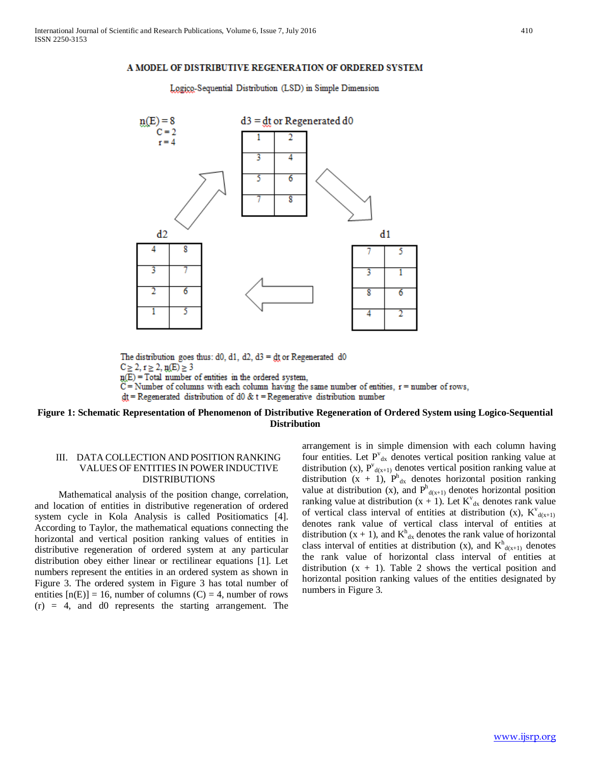### A MODEL OF DISTRIBUTIVE REGENERATION OF ORDERED SYSTEM

Logico-Sequential Distribution (LSD) in Simple Dimension

n(E) = 8
C = 2
r = 4

d3 = dt or Regenerated d0

| 1 | 2 |
|---|---|
| 3 | 4 |
| 5 | 6 |
| 7 | 8 |

d1

| 7 | 5 |
|---|---|
| 3 | 1 |
| 8 | 6 |
| 4 | 2 |

d2

| 4 | 8 |
|---|---|
| 3 | 7 |
| 2 | 6 |
| 1 | 5 |

The distribution goes thus: d0, d1, d2, d3 = dt or Regenerated d0
$C \geq 2$, $r \geq 2$, $n(E) \geq 3$
n(E) = Total number of entities in the ordered system,
C = Number of columns with each column having the same number of entities, r = number of rows,
dt = Regenerated distribution of d0 & t = Regenerative distribution number

**Figure 1: Schematic Representation of Phenomenon of Distributive Regeneration of Ordered System using Logico-Sequential Distribution**

## III. DATA COLLECTION AND POSITION RANKING VALUES OF ENTITIES IN POWER INDUCTIVE DISTRIBUTIONS

Mathematical analysis of the position change, correlation, and location of entities in distributive regeneration of ordered system cycle in Kola Analysis is called Positiomatics [4]. According to Taylor, the mathematical equations connecting the horizontal and vertical position ranking values of entities in distributive regeneration of ordered system at any particular distribution obey either linear or rectilinear equations [1]. Let numbers represent the entities in an ordered system as shown in Figure 3. The ordered system in Figure 3 has total number of entities [n(E)] = 16, number of columns (C) = 4, number of rows (r) = 4, and d0 represents the starting arrangement. The arrangement is in simple dimension with each column having four entities. Let $P^v_{dx}$ denotes vertical position ranking value at distribution (x), $P^v_{d(x+1)}$ denotes vertical position ranking value at distribution (x + 1), $P^h_{dx}$ denotes horizontal position ranking value at distribution (x), and $P^h_{d(x+1)}$ denotes horizontal position ranking value at distribution (x + 1). Let $K^v_{dx}$ denotes rank value of vertical class interval of entities at distribution (x), $K^v_{d(x+1)}$ denotes rank value of vertical class interval of entities at distribution (x + 1), and $K^h_{dx}$ denotes the rank value of horizontal class interval of entities at distribution (x), and $K^h_{d(x+1)}$ denotes the rank value of horizontal class interval of entities at distribution (x + 1). Table 2 shows the vertical position and horizontal position ranking values of the entities designated by numbers in Figure 3.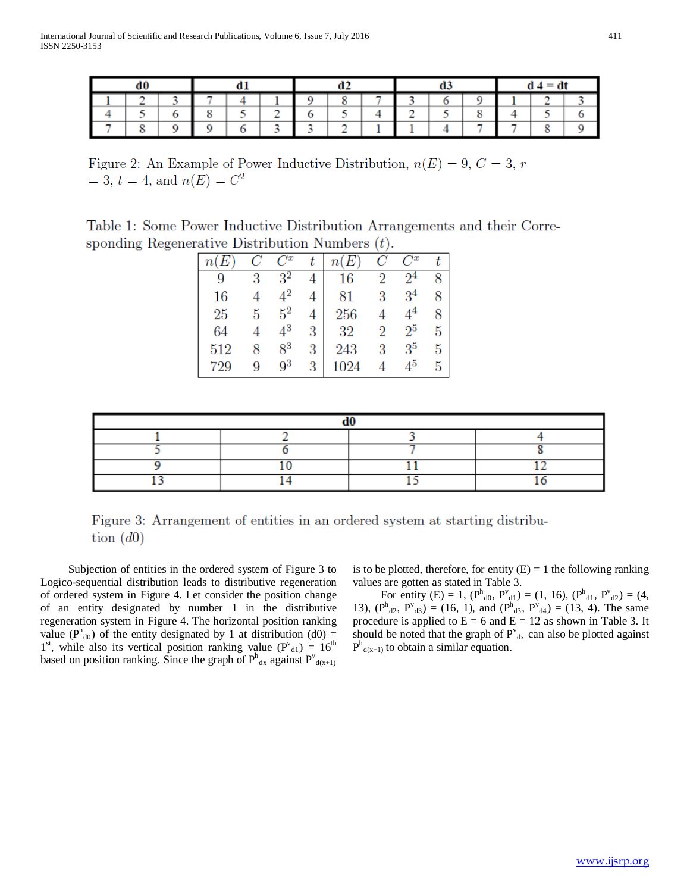| d0 | | | d1 | | | d2 | | | d3 | | | d 4 = dt | | |
|---|---|---|---|---|---|---|---|---|---|---|---|---|---|---|
| 1 | 2 | 3 | 7 | 4 | 1 | 9 | 8 | 7 | 3 | 6 | 9 | 1 | 2 | 3 |
| 4 | 5 | 6 | 8 | 5 | 2 | 6 | 5 | 4 | 2 | 5 | 8 | 4 | 5 | 6 |
| 7 | 8 | 9 | 9 | 6 | 3 | 3 | 2 | 1 | 1 | 4 | 7 | 7 | 8 | 9 |

Figure 2: An Example of Power Inductive Distribution, $n(E) = 9$, $C = 3$, $r = 3$, $t = 4$, and $n(E) = C^2$

Table 1: Some Power Inductive Distribution Arrangements and their Corresponding Regenerative Distribution Numbers ($t$).

| $n(E)$ | $C$ | $C^x$ | $t$ | $n(E)$ | $C$ | $C^x$ | $t$ |
|---|---|---|---|---|---|---|---|
| 9 | 3 | $3^2$ | 4 | 16 | 2 | $2^4$ | 8 |
| 16 | 4 | $4^2$ | 4 | 81 | 3 | $3^4$ | 8 |
| 25 | 5 | $5^2$ | 4 | 256 | 4 | $4^4$ | 8 |
| 64 | 4 | $4^3$ | 3 | 32 | 2 | $2^5$ | 5 |
| 512 | 8 | $8^3$ | 3 | 243 | 3 | $3^5$ | 5 |
| 729 | 9 | $9^3$ | 3 | 1024 | 4 | $4^5$ | 5 |

| d0 | | | |
|---|---|---|---|
| 1 | 2 | 3 | 4 |
| 5 | 6 | 7 | 8 |
| 9 | 10 | 11 | 12 |
| 13 | 14 | 15 | 16 |

Figure 3: Arrangement of entities in an ordered system at starting distribution ($d0$)

Subjection of entities in the ordered system of Figure 3 to Logico-sequential distribution leads to distributive regeneration of ordered system in Figure 4. Let consider the position change of an entity designated by number 1 in the distributive regeneration system in Figure 4. The horizontal position ranking value ($P^h_{d0}$) of the entity designated by 1 at distribution (d0) = 1st, while also its vertical position ranking value ($P^v_{d1}$) = 16th based on position ranking. Since the graph of $P^h_{dx}$ against $P^v_{d(x+1)}$ is to be plotted, therefore, for entity (E) = 1 the following ranking values are gotten as stated in Table 3.

For entity (E) = 1, ($P^h_{d0}$, $P^v_{d1}$) = (1, 16), ($P^h_{d1}$, $P^v_{d2}$) = (4, 13), ($P^h_{d2}$, $P^v_{d3}$) = (16, 1), and ($P^h_{d3}$, $P^v_{d4}$) = (13, 4). The same procedure is applied to E = 6 and E = 12 as shown in Table 3. It should be noted that the graph of $P^v_{dx}$ can also be plotted against $P^h_{d(x+1)}$ to obtain a similar equation.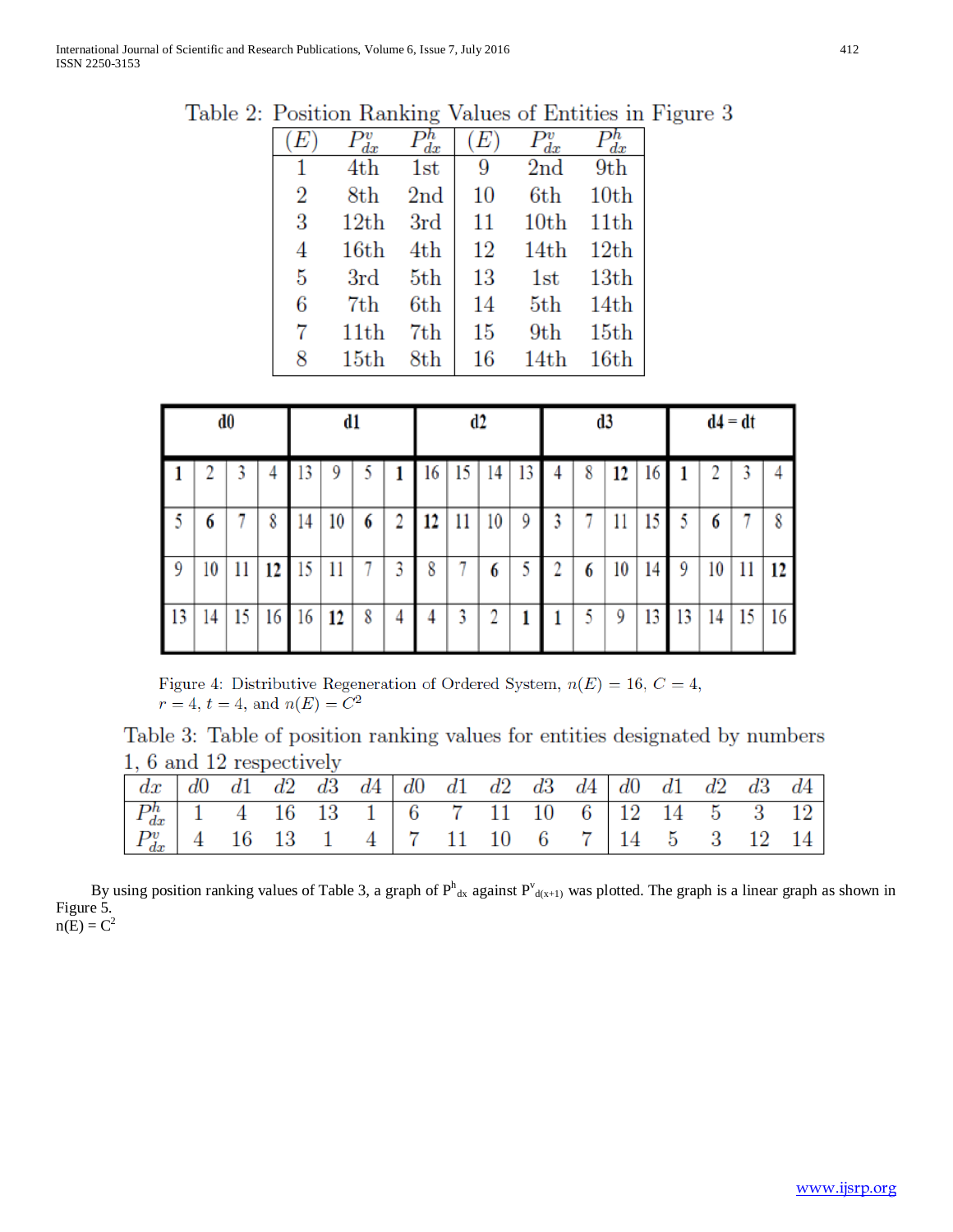Table 2: Position Ranking Values of Entities in Figure 3

| $(E)$ | $P^v_{dx}$ | $P^h_{dx}$ | $(E)$ | $P^v_{dx}$ | $P^h_{dx}$ |
|---|---|---|---|---|---|
| 1 | 4th | 1st | 9 | 2nd | 9th |
| 2 | 8th | 2nd | 10 | 6th | 10th |
| 3 | 12th | 3rd | 11 | 10th | 11th |
| 4 | 16th | 4th | 12 | 14th | 12th |
| 5 | 3rd | 5th | 13 | 1st | 13th |
| 6 | 7th | 6th | 14 | 5th | 14th |
| 7 | 11th | 7th | 15 | 9th | 15th |
| 8 | 15th | 8th | 16 | 14th | 16th |

| d0 | | | | d1 | | | | d2 | | | | d3 | | | | d4 = dt | | | |
|---|---|---|---|---|---|---|---|---|---|---|---|---|---|---|---|---|---|---|---|
| **1** | 2 | 3 | 4 | 13 | 9 | 5 | **1** | 16 | 15 | 14 | 13 | 4 | 8 | **12** | 16 | **1** | 2 | 3 | 4 |
| 5 | **6** | 7 | 8 | 14 | 10 | **6** | 2 | **12** | 11 | 10 | 9 | 3 | 7 | 11 | 15 | 5 | **6** | 7 | 8 |
| 9 | 10 | 11 | **12** | 15 | 11 | 7 | 3 | 8 | 7 | **6** | 5 | 2 | **6** | 10 | 14 | 9 | 10 | 11 | **12** |
| 13 | 14 | 15 | 16 | 16 | **12** | 8 | 4 | 4 | 3 | 2 | **1** | **1** | 5 | 9 | 13 | 13 | 14 | 15 | 16 |

Figure 4: Distributive Regeneration of Ordered System, $n(E) = 16$, $C = 4$, $r = 4$, $t = 4$, and $n(E) = C^2$

Table 3: Table of position ranking values for entities designated by numbers 1, 6 and 12 respectively

| $dx$ | $d0$ | $d1$ | $d2$ | $d3$ | $d4$ | $d0$ | $d1$ | $d2$ | $d3$ | $d4$ | $d0$ | $d1$ | $d2$ | $d3$ | $d4$ |
|---|---|---|---|---|---|---|---|---|---|---|---|---|---|---|---|
| $P^h_{dx}$ | 1 | 4 | 16 | 13 | 1 | 6 | 7 | 11 | 10 | 6 | 12 | 14 | 5 | 3 | 12 |
| $P^v_{dx}$ | 4 | 16 | 13 | 1 | 4 | 7 | 11 | 10 | 6 | 7 | 14 | 5 | 3 | 12 | 14 |

By using position ranking values of Table 3, a graph of $P^h_{dx}$ against $P^v_{d(x+1)}$ was plotted. The graph is a linear graph as shown in Figure 5.

$n(E) = C^2$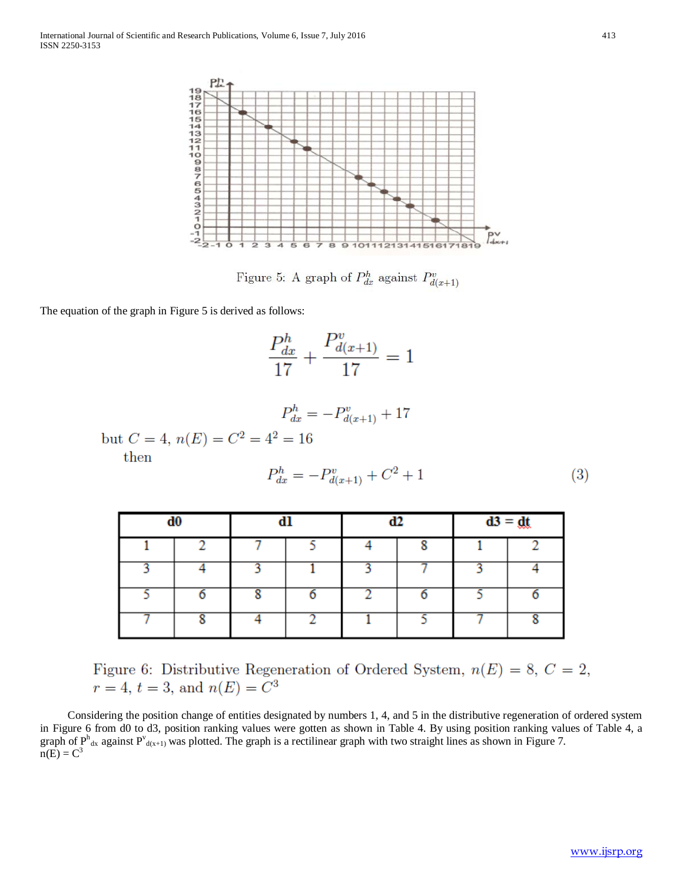Figure 5: A graph of $P^h_{dx}$ against $P^v_{d(x+1)}$

The equation of the graph in Figure 5 is derived as follows:

$$\frac{P^h_{dx}}{17} + \frac{P^v_{d(x+1)}}{17} = 1$$

$$P^h_{dx} = -P^v_{d(x+1)} + 17$$

but $C = 4$, $n(E) = C^2 = 4^2 = 16$

then

$$P^h_{dx} = -P^v_{d(x+1)} + C^2 + 1 \tag{3}$$

| d0 | | d1 | | d2 | | d3 = dt | |
|---|---|---|---|---|---|---|---|
| 1 | 2 | 7 | 5 | 4 | 8 | 1 | 2 |
| 3 | 4 | 3 | 1 | 3 | 7 | 3 | 4 |
| 5 | 6 | 8 | 6 | 2 | 6 | 5 | 6 |
| 7 | 8 | 4 | 2 | 1 | 5 | 7 | 8 |

Figure 6: Distributive Regeneration of Ordered System, $n(E) = 8$, $C = 2$, $r = 4$, $t = 3$, and $n(E) = C^3$

Considering the position change of entities designated by numbers 1, 4, and 5 in the distributive regeneration of ordered system in Figure 6 from d0 to d3, position ranking values were gotten as shown in Table 4. By using position ranking values of Table 4, a graph of $P^h_{dx}$ against $P^v_{d(x+1)}$ was plotted. The graph is a rectilinear graph with two straight lines as shown in Figure 7.
$n(E) = C^3$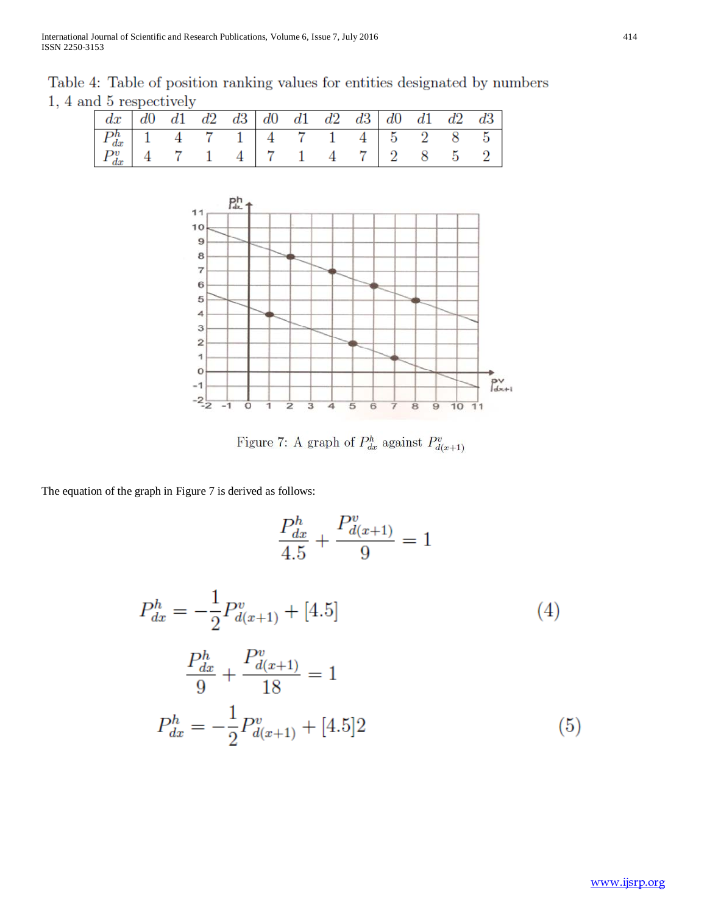Table 4: Table of position ranking values for entities designated by numbers 1, 4 and 5 respectively

| $dx$ | $d0$ | $d1$ | $d2$ | $d3$ | $d0$ | $d1$ | $d2$ | $d3$ | $d0$ | $d1$ | $d2$ | $d3$ |
|---|---|---|---|---|---|---|---|---|---|---|---|---|
| $P^h_{dx}$ | 1 | 4 | 7 | 1 | 4 | 7 | 1 | 4 | 5 | 2 | 8 | 5 |
| $P^v_{dx}$ | 4 | 7 | 1 | 4 | 7 | 1 | 4 | 7 | 2 | 8 | 5 | 2 |

Figure 7: A graph of $P^h_{dx}$ against $P^v_{d(x+1)}$

The equation of the graph in Figure 7 is derived as follows:

$$\frac{P^h_{dx}}{4.5} + \frac{P^v_{d(x+1)}}{9} = 1$$

$$P^h_{dx} = -\frac{1}{2}P^v_{d(x+1)} + [4.5] \tag{4}$$

$$\frac{P^h_{dx}}{9} + \frac{P^v_{d(x+1)}}{18} = 1$$

$$P^h_{dx} = -\frac{1}{2}P^v_{d(x+1)} + [4.5]2 \tag{5}$$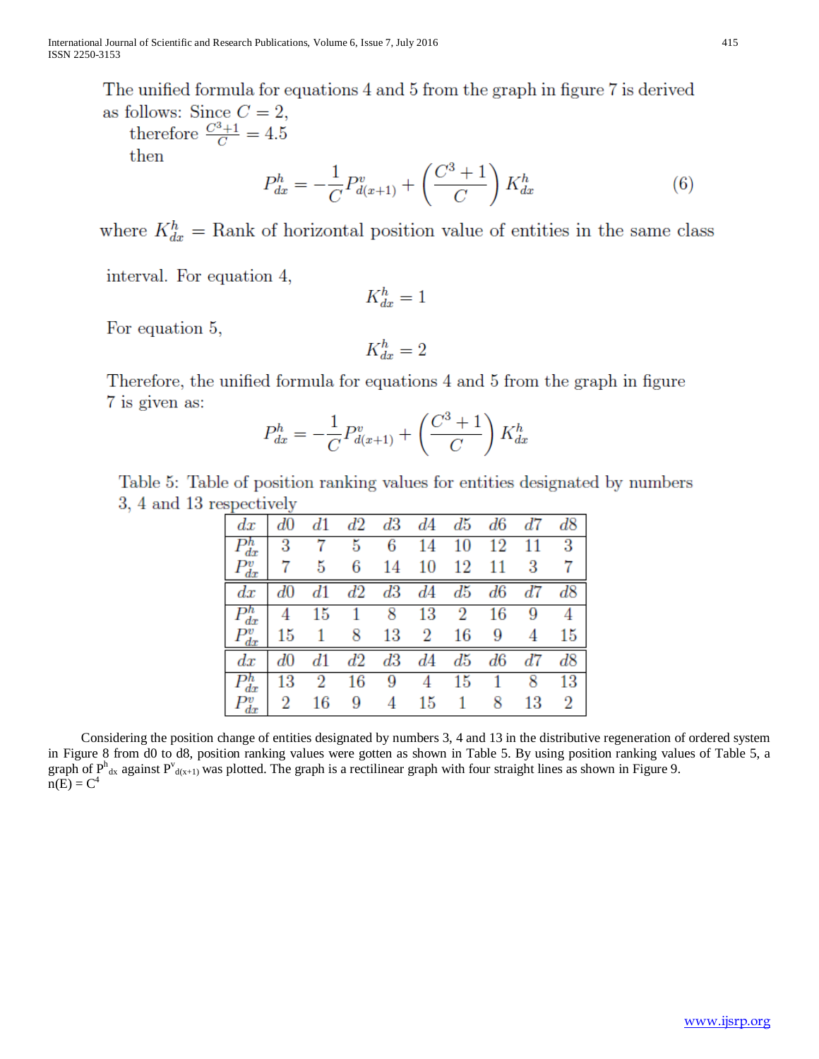The unified formula for equations 4 and 5 from the graph in figure 7 is derived as follows: Since $C = 2$,

therefore $\frac{C^3+1}{C} = 4.5$

then

$$P^h_{dx} = -\frac{1}{C}P^v_{d(x+1)} + \left(\frac{C^3+1}{C}\right)K^h_{dx} \tag{6}$$

where $K^h_{dx}$ = Rank of horizontal position value of entities in the same class interval. For equation 4,

$$K^h_{dx} = 1$$

For equation 5,

$$K^h_{dx} = 2$$

Therefore, the unified formula for equations 4 and 5 from the graph in figure 7 is given as:

$$P^h_{dx} = -\frac{1}{C}P^v_{d(x+1)} + \left(\frac{C^3+1}{C}\right)K^h_{dx}$$

Table 5: Table of position ranking values for entities designated by numbers 3, 4 and 13 respectively

| $dx$ | $d0$ | $d1$ | $d2$ | $d3$ | $d4$ | $d5$ | $d6$ | $d7$ | $d8$ |
|---|---|---|---|---|---|---|---|---|---|
| $P^h_{dx}$ | 3 | 7 | 5 | 6 | 14 | 10 | 12 | 11 | 3 |
| $P^v_{dx}$ | 7 | 5 | 6 | 14 | 10 | 12 | 11 | 3 | 7 |
| $dx$ | $d0$ | $d1$ | $d2$ | $d3$ | $d4$ | $d5$ | $d6$ | $d7$ | $d8$ |
| $P^h_{dx}$ | 4 | 15 | 1 | 8 | 13 | 2 | 16 | 9 | 4 |
| $P^v_{dx}$ | 15 | 1 | 8 | 13 | 2 | 16 | 9 | 4 | 15 |
| $dx$ | $d0$ | $d1$ | $d2$ | $d3$ | $d4$ | $d5$ | $d6$ | $d7$ | $d8$ |
| $P^h_{dx}$ | 13 | 2 | 16 | 9 | 4 | 15 | 1 | 8 | 13 |
| $P^v_{dx}$ | 2 | 16 | 9 | 4 | 15 | 1 | 8 | 13 | 2 |

Considering the position change of entities designated by numbers 3, 4 and 13 in the distributive regeneration of ordered system in Figure 8 from d0 to d8, position ranking values were gotten as shown in Table 5. By using position ranking values of Table 5, a graph of $P^h_{dx}$ against $P^v_{d(x+1)}$ was plotted. The graph is a rectilinear graph with four straight lines as shown in Figure 9.

$n(E) = C^4$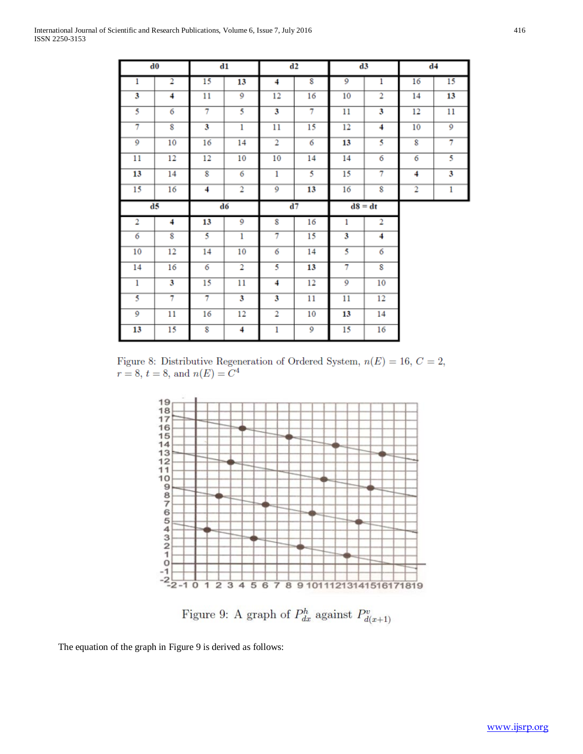| d0 | | d1 | | d2 | | d3 | | d4 | |
|---|---|---|---|---|---|---|---|---|---|
| 1 | 2 | 15 | **13** | **4** | 8 | 9 | 1 | 16 | 15 |
| **3** | **4** | 11 | 9 | 12 | 16 | 10 | 2 | 14 | **13** |
| 5 | 6 | 7 | 5 | **3** | 7 | 11 | **3** | 12 | 11 |
| 7 | 8 | **3** | 1 | 11 | 15 | 12 | **4** | 10 | 9 |
| 9 | 10 | 16 | 14 | 2 | 6 | **13** | 5 | 8 | 7 |
| 11 | 12 | 12 | 10 | 10 | 14 | 14 | 6 | 6 | 5 |
| **13** | 14 | 8 | 6 | 1 | 5 | 15 | 7 | **4** | **3** |
| 15 | 16 | **4** | 2 | 9 | **13** | 16 | 8 | 2 | 1 |
| **d5** | | **d6** | | **d7** | | **d8 = dt** | | | |
| 2 | **4** | **13** | 9 | 8 | 16 | 1 | 2 | | |
| 6 | 8 | 5 | 1 | 7 | 15 | **3** | **4** | | |
| 10 | 12 | 14 | 10 | 6 | 14 | 5 | 6 | | |
| 14 | 16 | 6 | 2 | 5 | **13** | 7 | 8 | | |
| 1 | **3** | 15 | 11 | **4** | 12 | 9 | 10 | | |
| 5 | 7 | 7 | **3** | **3** | 11 | 11 | 12 | | |
| 9 | 11 | 16 | 12 | 2 | 10 | **13** | 14 | | |
| **13** | 15 | 8 | **4** | 1 | 9 | 15 | 16 | | |

Figure 8: Distributive Regeneration of Ordered System, $n(E) = 16$, $C = 2$, $r = 8$, $t = 8$, and $n(E) = C^4$

Figure 9: A graph of $P^h_{dx}$ against $P^v_{d(x+1)}$

The equation of the graph in Figure 9 is derived as follows: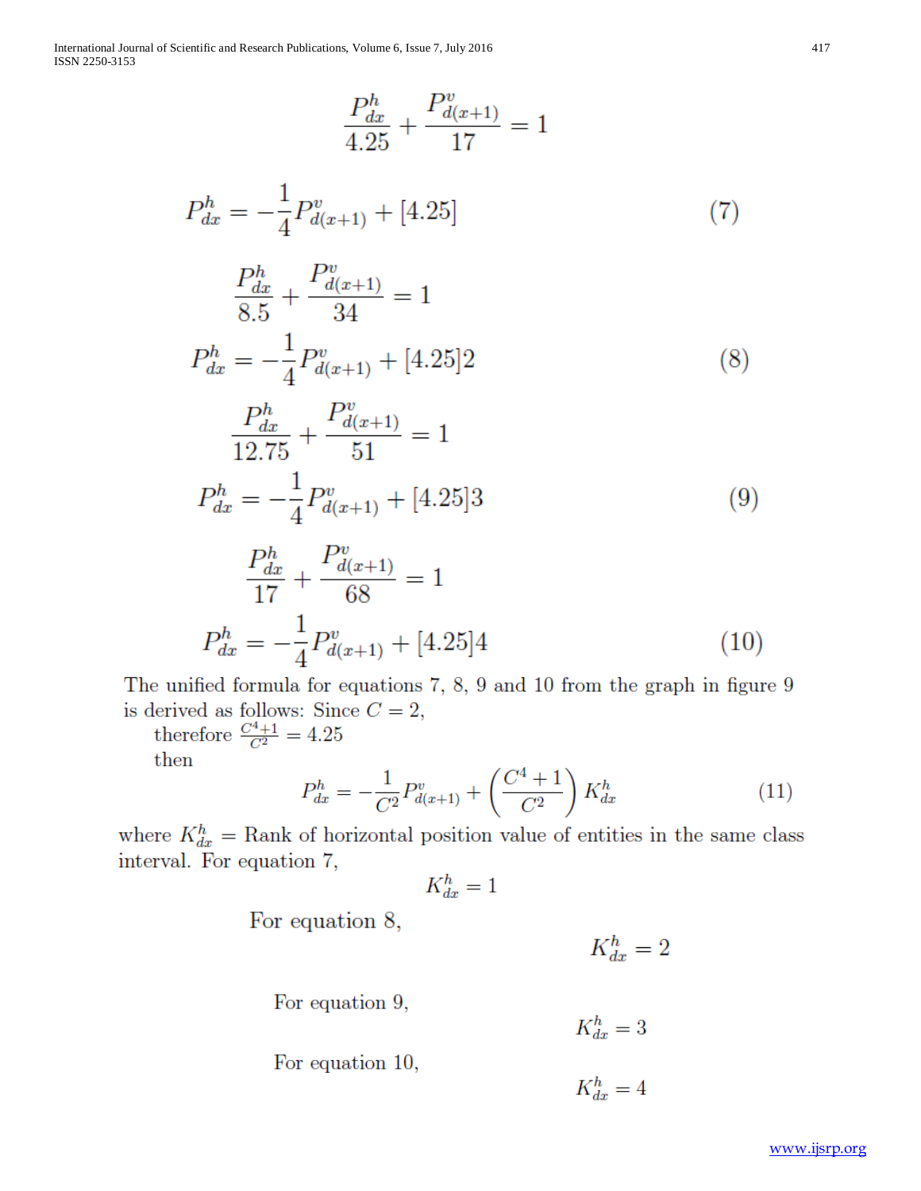$$\frac{P^h_{dx}}{4.25} + \frac{P^v_{d(x+1)}}{17} = 1$$

$$P^h_{dx} = -\frac{1}{4}P^v_{d(x+1)} + [4.25] \tag{7}$$

$$\frac{P^h_{dx}}{8.5} + \frac{P^v_{d(x+1)}}{34} = 1$$

$$P^h_{dx} = -\frac{1}{4}P^v_{d(x+1)} + [4.25]2 \tag{8}$$

$$\frac{P^h_{dx}}{12.75} + \frac{P^v_{d(x+1)}}{51} = 1$$

$$P^h_{dx} = -\frac{1}{4}P^v_{d(x+1)} + [4.25]3 \tag{9}$$

$$\frac{P^h_{dx}}{17} + \frac{P^v_{d(x+1)}}{68} = 1$$

$$P^h_{dx} = -\frac{1}{4}P^v_{d(x+1)} + [4.25]4 \tag{10}$$

The unified formula for equations 7, 8, 9 and 10 from the graph in figure 9 is derived as follows: Since $C = 2$,

therefore $\frac{C^4+1}{C^2} = 4.25$

then

$$P^h_{dx} = -\frac{1}{C^2}P^v_{d(x+1)} + \left(\frac{C^4+1}{C^2}\right)K^h_{dx} \tag{11}$$

where $K^h_{dx}$ = Rank of horizontal position value of entities in the same class interval. For equation 7,

$$K^h_{dx} = 1$$

For equation 8,

$$K^h_{dx} = 2$$

For equation 9,

$$K^h_{dx} = 3$$

For equation 10,

$$K^h_{dx} = 4$$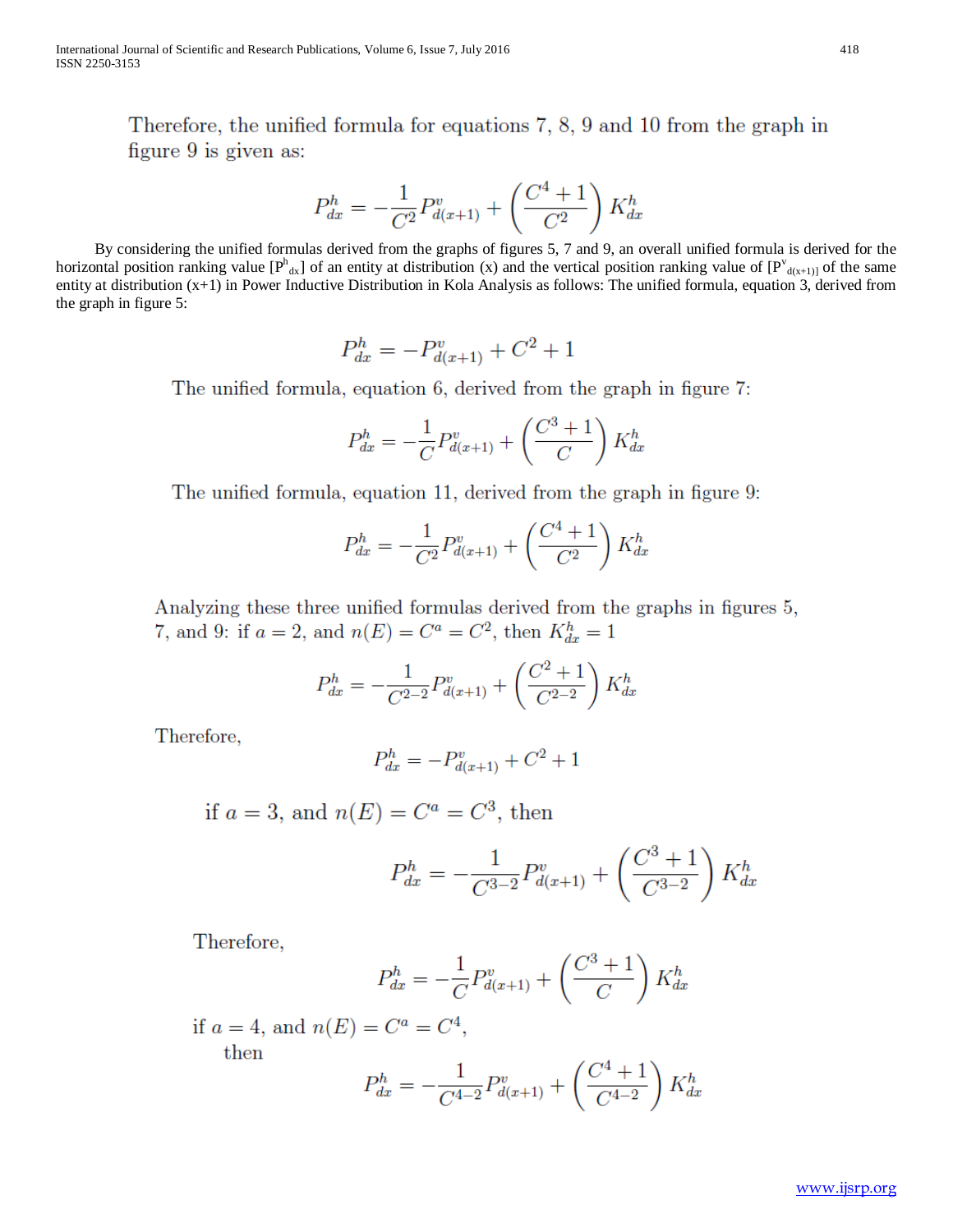Therefore, the unified formula for equations 7, 8, 9 and 10 from the graph in figure 9 is given as:

$$P^h_{dx} = -\frac{1}{C^2}P^v_{d(x+1)} + \left(\frac{C^4+1}{C^2}\right)K^h_{dx}$$

By considering the unified formulas derived from the graphs of figures 5, 7 and 9, an overall unified formula is derived for the horizontal position ranking value [$P^h_{dx}$] of an entity at distribution (x) and the vertical position ranking value of [$P^v_{d(x+1)}$] of the same entity at distribution (x+1) in Power Inductive Distribution in Kola Analysis as follows: The unified formula, equation 3, derived from the graph in figure 5:

$$P^h_{dx} = -P^v_{d(x+1)} + C^2 + 1$$

The unified formula, equation 6, derived from the graph in figure 7:

$$P^h_{dx} = -\frac{1}{C}P^v_{d(x+1)} + \left(\frac{C^3+1}{C}\right)K^h_{dx}$$

The unified formula, equation 11, derived from the graph in figure 9:

$$P^h_{dx} = -\frac{1}{C^2}P^v_{d(x+1)} + \left(\frac{C^4+1}{C^2}\right)K^h_{dx}$$

Analyzing these three unified formulas derived from the graphs in figures 5, 7, and 9: if $a = 2$, and $n(E) = C^a = C^2$, then $K^h_{dx} = 1$

$$P^h_{dx} = -\frac{1}{C^{2-2}}P^v_{d(x+1)} + \left(\frac{C^2+1}{C^{2-2}}\right)K^h_{dx}$$

Therefore,

$$P^h_{dx} = -P^v_{d(x+1)} + C^2 + 1$$

if $a = 3$, and $n(E) = C^a = C^3$, then

$$P^h_{dx} = -\frac{1}{C^{3-2}}P^v_{d(x+1)} + \left(\frac{C^3+1}{C^{3-2}}\right)K^h_{dx}$$

Therefore,

$$P^h_{dx} = -\frac{1}{C}P^v_{d(x+1)} + \left(\frac{C^3+1}{C}\right)K^h_{dx}$$

if $a = 4$, and $n(E) = C^a = C^4$, then

$$P^h_{dx} = -\frac{1}{C^{4-2}}P^v_{d(x+1)} + \left(\frac{C^4+1}{C^{4-2}}\right)K^h_{dx}$$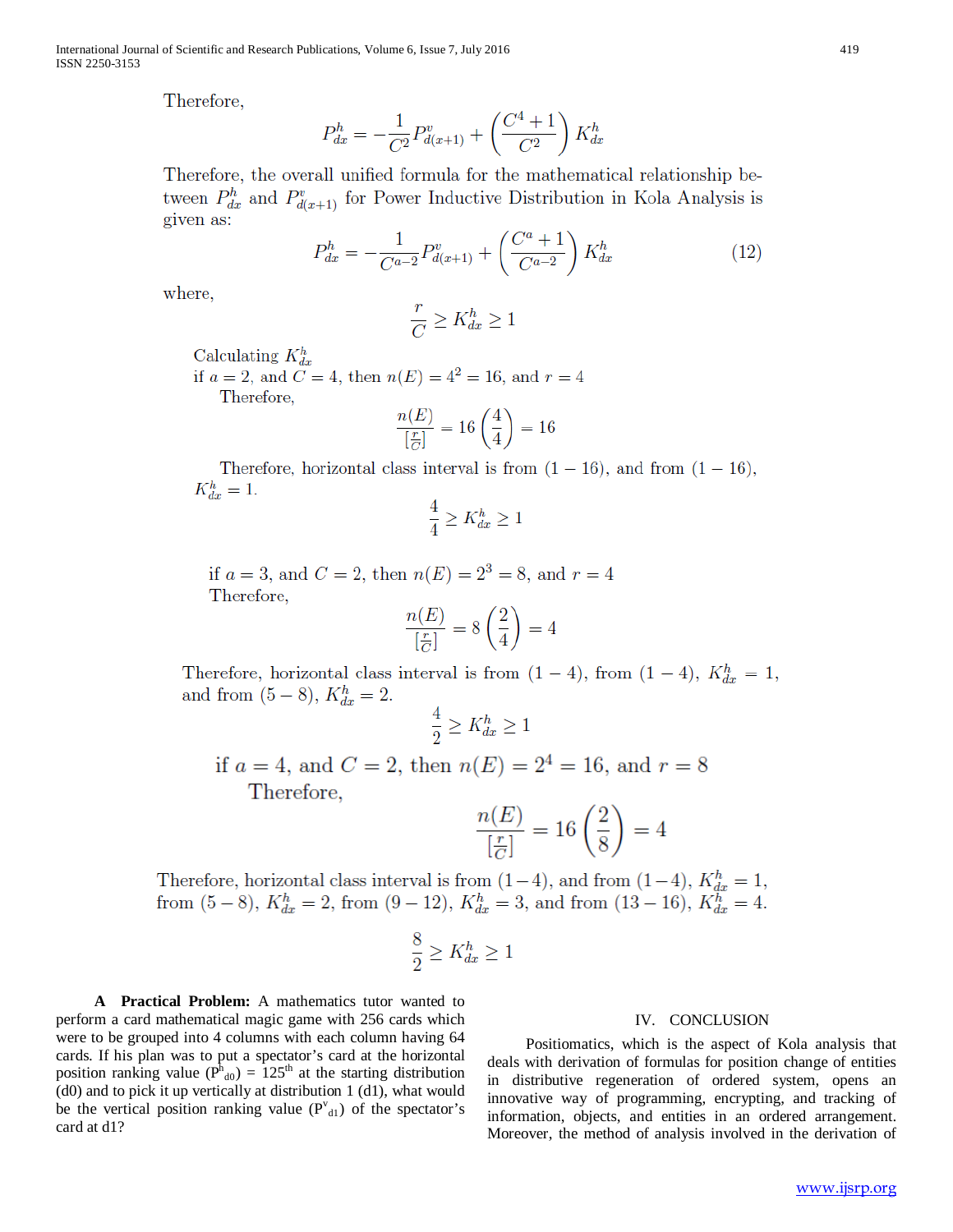Therefore,

$$P^h_{dx} = -\frac{1}{C^2} P^v_{d(x+1)} + \left(\frac{C^4+1}{C^2}\right) K^h_{dx}$$

Therefore, the overall unified formula for the mathematical relationship between $P^h_{dx}$ and $P^v_{d(x+1)}$ for Power Inductive Distribution in Kola Analysis is given as:

$$P^h_{dx} = -\frac{1}{C^{a-2}} P^v_{d(x+1)} + \left(\frac{C^a+1}{C^{a-2}}\right) K^h_{dx} \tag{12}$$

where,

$$\frac{r}{C} \geq K^h_{dx} \geq 1$$

Calculating $K^h_{dx}$

if $a = 2$, and $C = 4$, then $n(E) = 4^2 = 16$, and $r = 4$

Therefore,

$$\frac{n(E)}{\left[\frac{r}{C}\right]} = 16\left(\frac{4}{4}\right) = 16$$

Therefore, horizontal class interval is from $(1 - 16)$, and from $(1 - 16)$, $K^h_{dx} = 1$.

$$\frac{4}{4} \geq K^h_{dx} \geq 1$$

if $a = 3$, and $C = 2$, then $n(E) = 2^3 = 8$, and $r = 4$

Therefore,

$$\frac{n(E)}{\left[\frac{r}{C}\right]} = 8\left(\frac{2}{4}\right) = 4$$

Therefore, horizontal class interval is from $(1 - 4)$, from $(1 - 4)$, $K^h_{dx} = 1$, and from $(5 - 8)$, $K^h_{dx} = 2$.

$$\frac{4}{2} \geq K^h_{dx} \geq 1$$

if $a = 4$, and $C = 2$, then $n(E) = 2^4 = 16$, and $r = 8$

Therefore,

$$\frac{n(E)}{\left[\frac{r}{C}\right]} = 16\left(\frac{2}{8}\right) = 4$$

Therefore, horizontal class interval is from $(1-4)$, and from $(1-4)$, $K^h_{dx} = 1$, from $(5-8)$, $K^h_{dx} = 2$, from $(9-12)$, $K^h_{dx} = 3$, and from $(13-16)$, $K^h_{dx} = 4$.

$$\frac{8}{2} \geq K^h_{dx} \geq 1$$

**A Practical Problem:** A mathematics tutor wanted to perform a card mathematical magic game with 256 cards which were to be grouped into 4 columns with each column having 64 cards. If his plan was to put a spectator's card at the horizontal position ranking value ($P^h_{d0}$) = 125th at the starting distribution (d0) and to pick it up vertically at distribution 1 (d1), what would be the vertical position ranking value ($P^v_{d1}$) of the spectator's card at d1?

## IV. CONCLUSION

Positiomatics, which is the aspect of Kola analysis that deals with derivation of formulas for position change of entities in distributive regeneration of ordered system, opens an innovative way of programming, encrypting, and tracking of information, objects, and entities in an ordered arrangement. Moreover, the method of analysis involved in the derivation of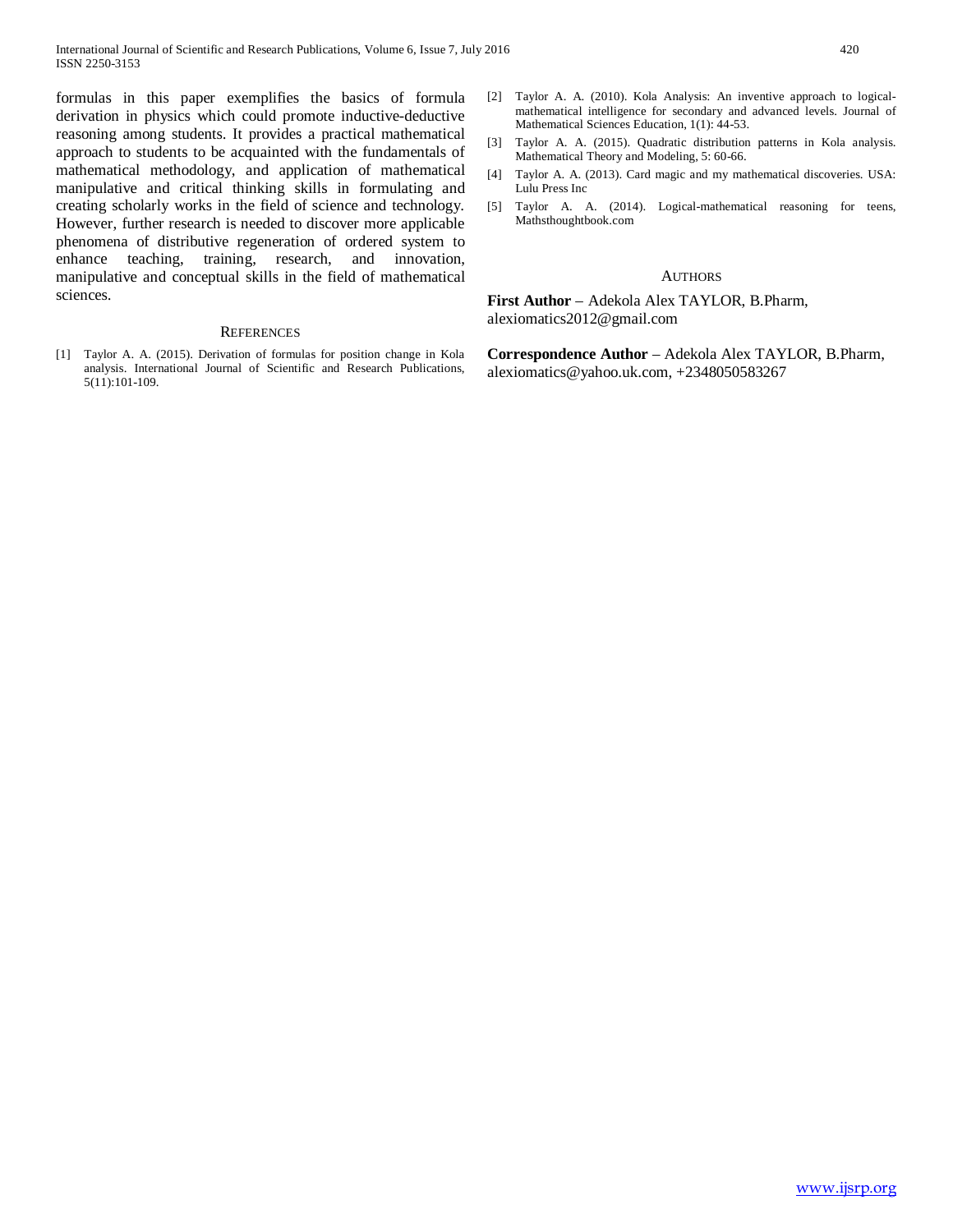formulas in this paper exemplifies the basics of formula derivation in physics which could promote inductive-deductive reasoning among students. It provides a practical mathematical approach to students to be acquainted with the fundamentals of mathematical methodology, and application of mathematical manipulative and critical thinking skills in formulating and creating scholarly works in the field of science and technology. However, further research is needed to discover more applicable phenomena of distributive regeneration of ordered system to enhance teaching, training, research, and innovation, manipulative and conceptual skills in the field of mathematical sciences.

## References

[1] Taylor A. A. (2015). Derivation of formulas for position change in Kola analysis. International Journal of Scientific and Research Publications, 5(11):101-109.

[2] Taylor A. A. (2010). Kola Analysis: An inventive approach to logical-mathematical intelligence for secondary and advanced levels. Journal of Mathematical Sciences Education, 1(1): 44-53.

[3] Taylor A. A. (2015). Quadratic distribution patterns in Kola analysis. Mathematical Theory and Modeling, 5: 60-66.

[4] Taylor A. A. (2013). Card magic and my mathematical discoveries. USA: Lulu Press Inc

[5] Taylor A. A. (2014). Logical-mathematical reasoning for teens, Mathsthoughtbook.com

## Authors

**First Author** – Adekola Alex TAYLOR, B.Pharm, alexiomatics2012@gmail.com

**Correspondence Author** – Adekola Alex TAYLOR, B.Pharm, alexiomatics@yahoo.uk.com, +2348050583267